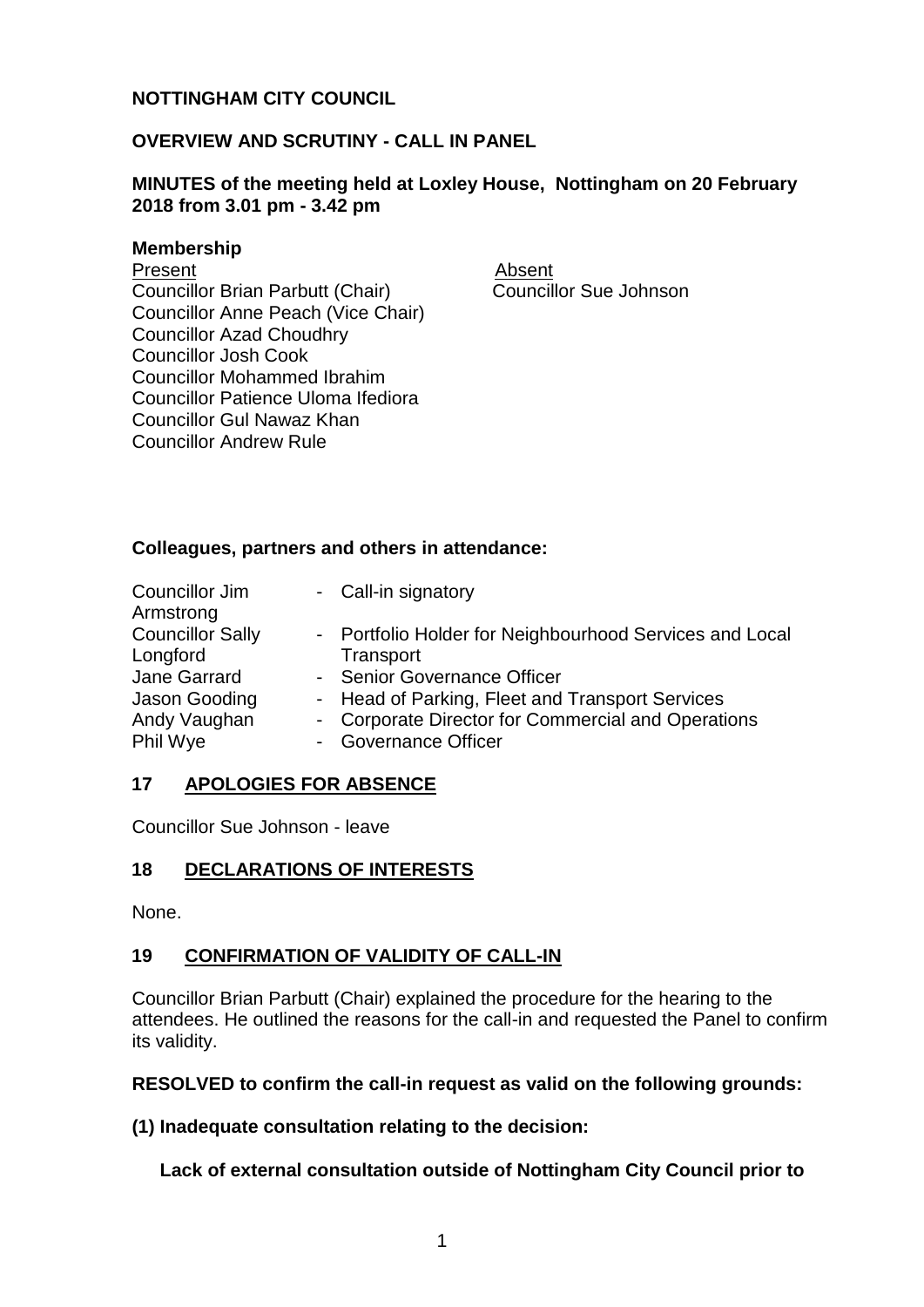**NOTTINGHAM CITY COUNCIL**

**OVERVIEW AND SCRUTINY - CALL IN PANEL**

**MINUTES of the meeting held at Loxley House, Nottingham on 20 February 2018 from 3.01 pm - 3.42 pm**

**Membership**

| Present | Absent |
|---|---|
| Councillor Brian Parbutt (Chair) | Councillor Sue Johnson |
| Councillor Anne Peach (Vice Chair) | |
| Councillor Azad Choudhry | |
| Councillor Josh Cook | |
| Councillor Mohammed Ibrahim | |
| Councillor Patience Uloma Ifediora | |
| Councillor Gul Nawaz Khan | |
| Councillor Andrew Rule | |

**Colleagues, partners and others in attendance:**

| | |
|---|---|
| Councillor Jim Armstrong | - Call-in signatory |
| Councillor Sally Longford | - Portfolio Holder for Neighbourhood Services and Local Transport |
| Jane Garrard | - Senior Governance Officer |
| Jason Gooding | - Head of Parking, Fleet and Transport Services |
| Andy Vaughan | - Corporate Director for Commercial and Operations |
| Phil Wye | - Governance Officer |

## 17 APOLOGIES FOR ABSENCE

Councillor Sue Johnson - leave

## 18 DECLARATIONS OF INTERESTS

None.

## 19 CONFIRMATION OF VALIDITY OF CALL-IN

Councillor Brian Parbutt (Chair) explained the procedure for the hearing to the attendees. He outlined the reasons for the call-in and requested the Panel to confirm its validity.

**RESOLVED to confirm the call-in request as valid on the following grounds:**

**(1) Inadequate consultation relating to the decision:**

**Lack of external consultation outside of Nottingham City Council prior to**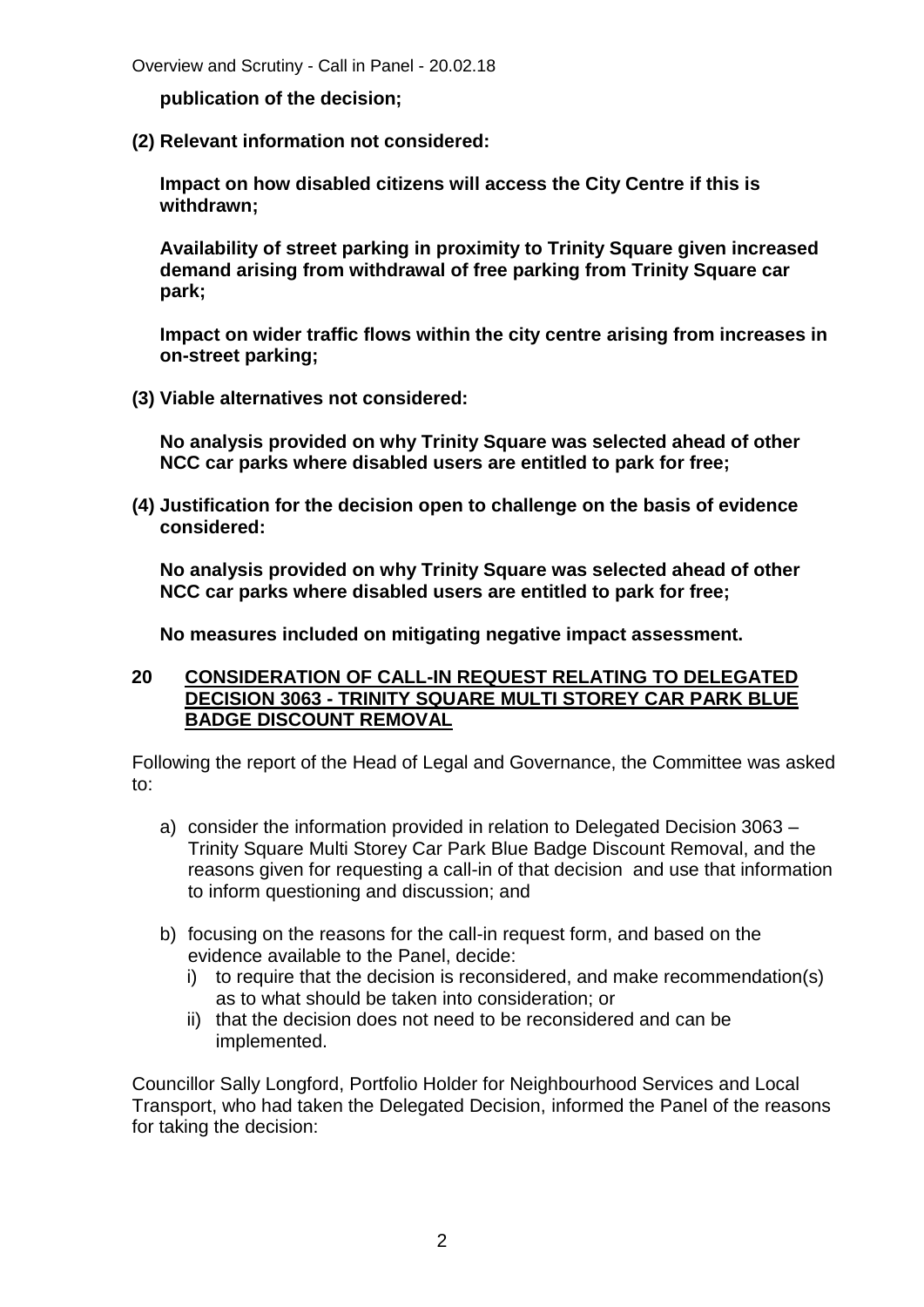**publication of the decision;**

**(2) Relevant information not considered:**

**Impact on how disabled citizens will access the City Centre if this is withdrawn;**

**Availability of street parking in proximity to Trinity Square given increased demand arising from withdrawal of free parking from Trinity Square car park;**

**Impact on wider traffic flows within the city centre arising from increases in on-street parking;**

**(3) Viable alternatives not considered:**

**No analysis provided on why Trinity Square was selected ahead of other NCC car parks where disabled users are entitled to park for free;**

**(4) Justification for the decision open to challenge on the basis of evidence considered:**

**No analysis provided on why Trinity Square was selected ahead of other NCC car parks where disabled users are entitled to park for free;**

**No measures included on mitigating negative impact assessment.**

## 20 CONSIDERATION OF CALL-IN REQUEST RELATING TO DELEGATED DECISION 3063 - TRINITY SQUARE MULTI STOREY CAR PARK BLUE BADGE DISCOUNT REMOVAL

Following the report of the Head of Legal and Governance, the Committee was asked to:

a) consider the information provided in relation to Delegated Decision 3063 – Trinity Square Multi Storey Car Park Blue Badge Discount Removal, and the reasons given for requesting a call-in of that decision and use that information to inform questioning and discussion; and

b) focusing on the reasons for the call-in request form, and based on the evidence available to the Panel, decide:
   i) to require that the decision is reconsidered, and make recommendation(s) as to what should be taken into consideration; or
   ii) that the decision does not need to be reconsidered and can be implemented.

Councillor Sally Longford, Portfolio Holder for Neighbourhood Services and Local Transport, who had taken the Delegated Decision, informed the Panel of the reasons for taking the decision: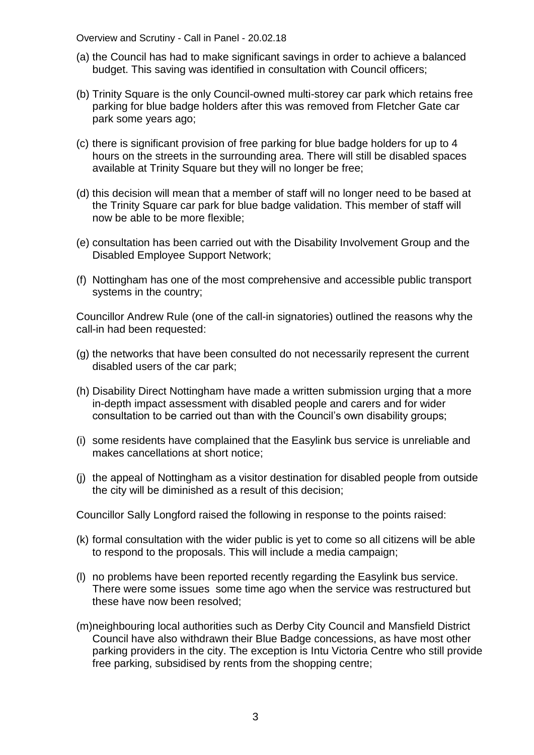(a) the Council has had to make significant savings in order to achieve a balanced budget. This saving was identified in consultation with Council officers;

(b) Trinity Square is the only Council-owned multi-storey car park which retains free parking for blue badge holders after this was removed from Fletcher Gate car park some years ago;

(c) there is significant provision of free parking for blue badge holders for up to 4 hours on the streets in the surrounding area. There will still be disabled spaces available at Trinity Square but they will no longer be free;

(d) this decision will mean that a member of staff will no longer need to be based at the Trinity Square car park for blue badge validation. This member of staff will now be able to be more flexible;

(e) consultation has been carried out with the Disability Involvement Group and the Disabled Employee Support Network;

(f) Nottingham has one of the most comprehensive and accessible public transport systems in the country;

Councillor Andrew Rule (one of the call-in signatories) outlined the reasons why the call-in had been requested:

(g) the networks that have been consulted do not necessarily represent the current disabled users of the car park;

(h) Disability Direct Nottingham have made a written submission urging that a more in-depth impact assessment with disabled people and carers and for wider consultation to be carried out than with the Council's own disability groups;

(i) some residents have complained that the Easylink bus service is unreliable and makes cancellations at short notice;

(j) the appeal of Nottingham as a visitor destination for disabled people from outside the city will be diminished as a result of this decision;

Councillor Sally Longford raised the following in response to the points raised:

(k) formal consultation with the wider public is yet to come so all citizens will be able to respond to the proposals. This will include a media campaign;

(l) no problems have been reported recently regarding the Easylink bus service. There were some issues some time ago when the service was restructured but these have now been resolved;

(m) neighbouring local authorities such as Derby City Council and Mansfield District Council have also withdrawn their Blue Badge concessions, as have most other parking providers in the city. The exception is Intu Victoria Centre who still provide free parking, subsidised by rents from the shopping centre;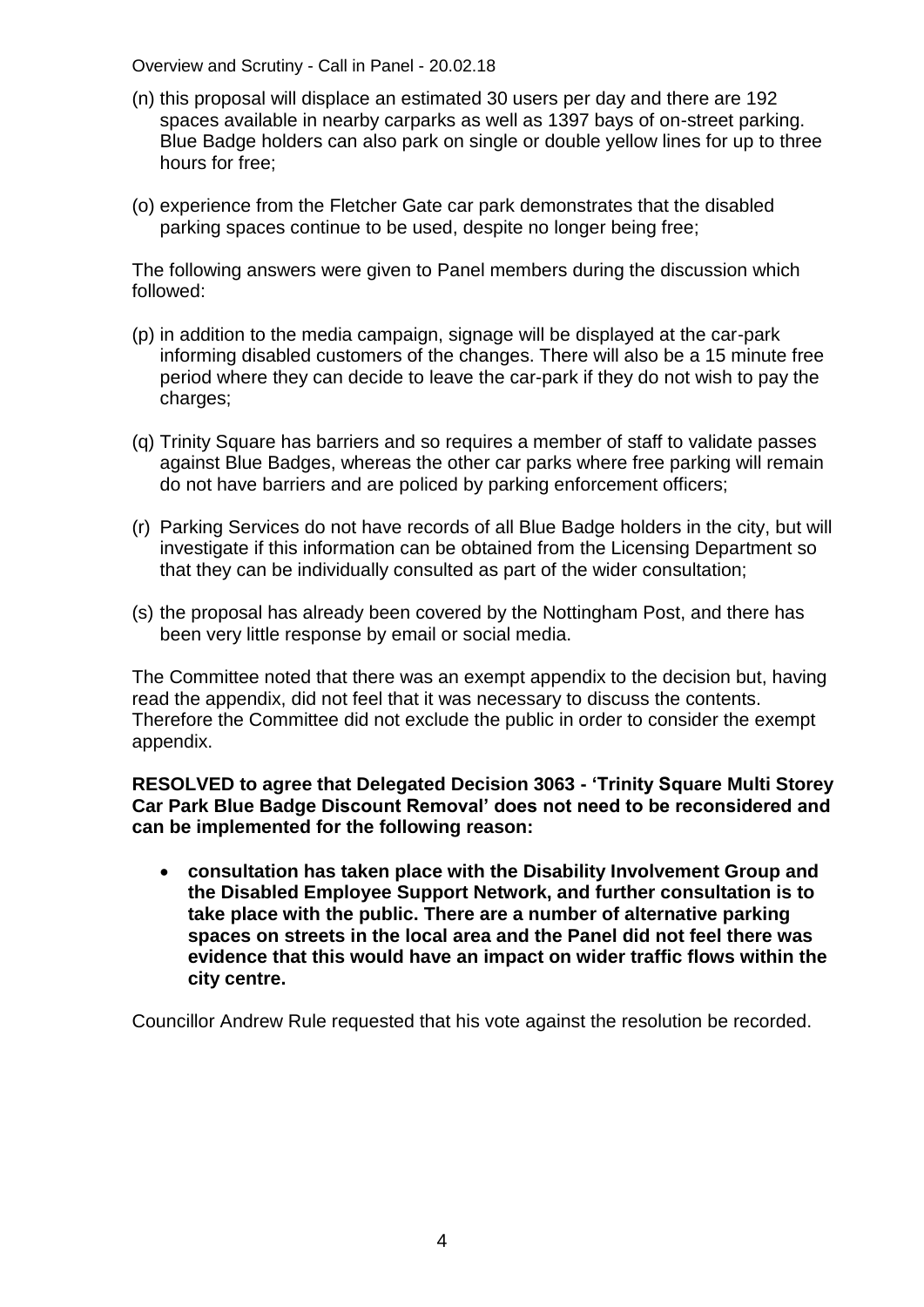(n) this proposal will displace an estimated 30 users per day and there are 192 spaces available in nearby carparks as well as 1397 bays of on-street parking. Blue Badge holders can also park on single or double yellow lines for up to three hours for free;

(o) experience from the Fletcher Gate car park demonstrates that the disabled parking spaces continue to be used, despite no longer being free;

The following answers were given to Panel members during the discussion which followed:

(p) in addition to the media campaign, signage will be displayed at the car-park informing disabled customers of the changes. There will also be a 15 minute free period where they can decide to leave the car-park if they do not wish to pay the charges;

(q) Trinity Square has barriers and so requires a member of staff to validate passes against Blue Badges, whereas the other car parks where free parking will remain do not have barriers and are policed by parking enforcement officers;

(r) Parking Services do not have records of all Blue Badge holders in the city, but will investigate if this information can be obtained from the Licensing Department so that they can be individually consulted as part of the wider consultation;

(s) the proposal has already been covered by the Nottingham Post, and there has been very little response by email or social media.

The Committee noted that there was an exempt appendix to the decision but, having read the appendix, did not feel that it was necessary to discuss the contents. Therefore the Committee did not exclude the public in order to consider the exempt appendix.

**RESOLVED to agree that Delegated Decision 3063 - 'Trinity Square Multi Storey Car Park Blue Badge Discount Removal' does not need to be reconsidered and can be implemented for the following reason:**

- **consultation has taken place with the Disability Involvement Group and the Disabled Employee Support Network, and further consultation is to take place with the public. There are a number of alternative parking spaces on streets in the local area and the Panel did not feel there was evidence that this would have an impact on wider traffic flows within the city centre.**

Councillor Andrew Rule requested that his vote against the resolution be recorded.